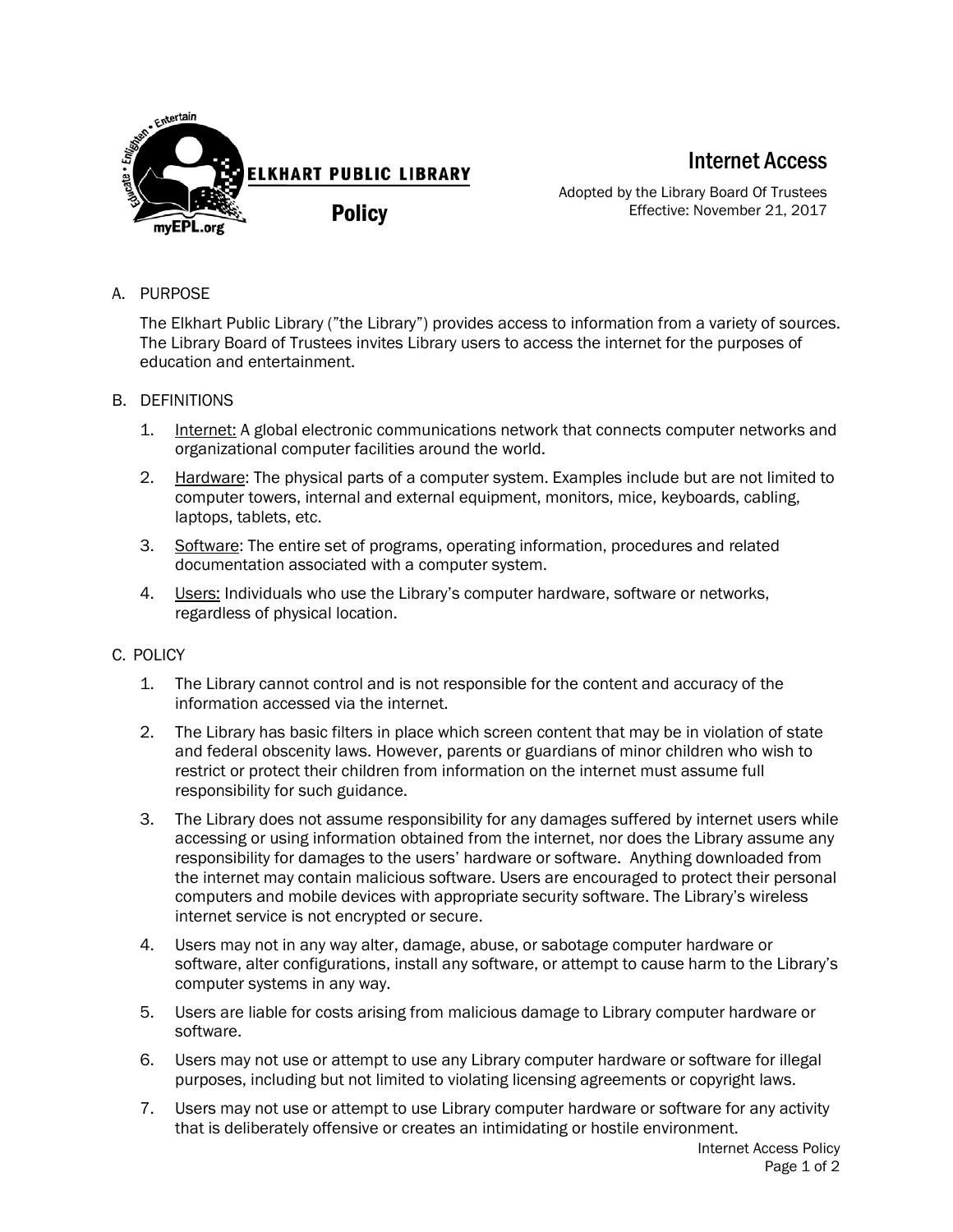ELKHART PUBLIC LIBRARY

**Policy**

# Internet Access

Adopted by the Library Board Of Trustees
Effective: November 21, 2017

## A. PURPOSE

The Elkhart Public Library (”the Library”) provides access to information from a variety of sources. The Library Board of Trustees invites Library users to access the internet for the purposes of education and entertainment.

## B. DEFINITIONS

1. Internet: A global electronic communications network that connects computer networks and organizational computer facilities around the world.
2. Hardware: The physical parts of a computer system. Examples include but are not limited to computer towers, internal and external equipment, monitors, mice, keyboards, cabling, laptops, tablets, etc.
3. Software: The entire set of programs, operating information, procedures and related documentation associated with a computer system.
4. Users: Individuals who use the Library’s computer hardware, software or networks, regardless of physical location.

## C. POLICY

1. The Library cannot control and is not responsible for the content and accuracy of the information accessed via the internet.
2. The Library has basic filters in place which screen content that may be in violation of state and federal obscenity laws. However, parents or guardians of minor children who wish to restrict or protect their children from information on the internet must assume full responsibility for such guidance.
3. The Library does not assume responsibility for any damages suffered by internet users while accessing or using information obtained from the internet, nor does the Library assume any responsibility for damages to the users’ hardware or software. Anything downloaded from the internet may contain malicious software. Users are encouraged to protect their personal computers and mobile devices with appropriate security software. The Library’s wireless internet service is not encrypted or secure.
4. Users may not in any way alter, damage, abuse, or sabotage computer hardware or software, alter configurations, install any software, or attempt to cause harm to the Library’s computer systems in any way.
5. Users are liable for costs arising from malicious damage to Library computer hardware or software.
6. Users may not use or attempt to use any Library computer hardware or software for illegal purposes, including but not limited to violating licensing agreements or copyright laws.
7. Users may not use or attempt to use Library computer hardware or software for any activity that is deliberately offensive or creates an intimidating or hostile environment.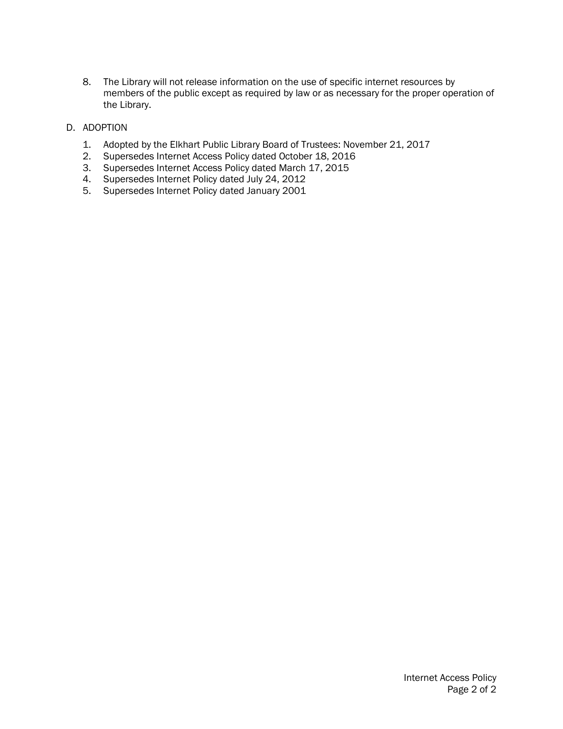8. The Library will not release information on the use of specific internet resources by members of the public except as required by law or as necessary for the proper operation of the Library.

D. ADOPTION

1. Adopted by the Elkhart Public Library Board of Trustees: November 21, 2017
2. Supersedes Internet Access Policy dated October 18, 2016
3. Supersedes Internet Access Policy dated March 17, 2015
4. Supersedes Internet Policy dated July 24, 2012
5. Supersedes Internet Policy dated January 2001